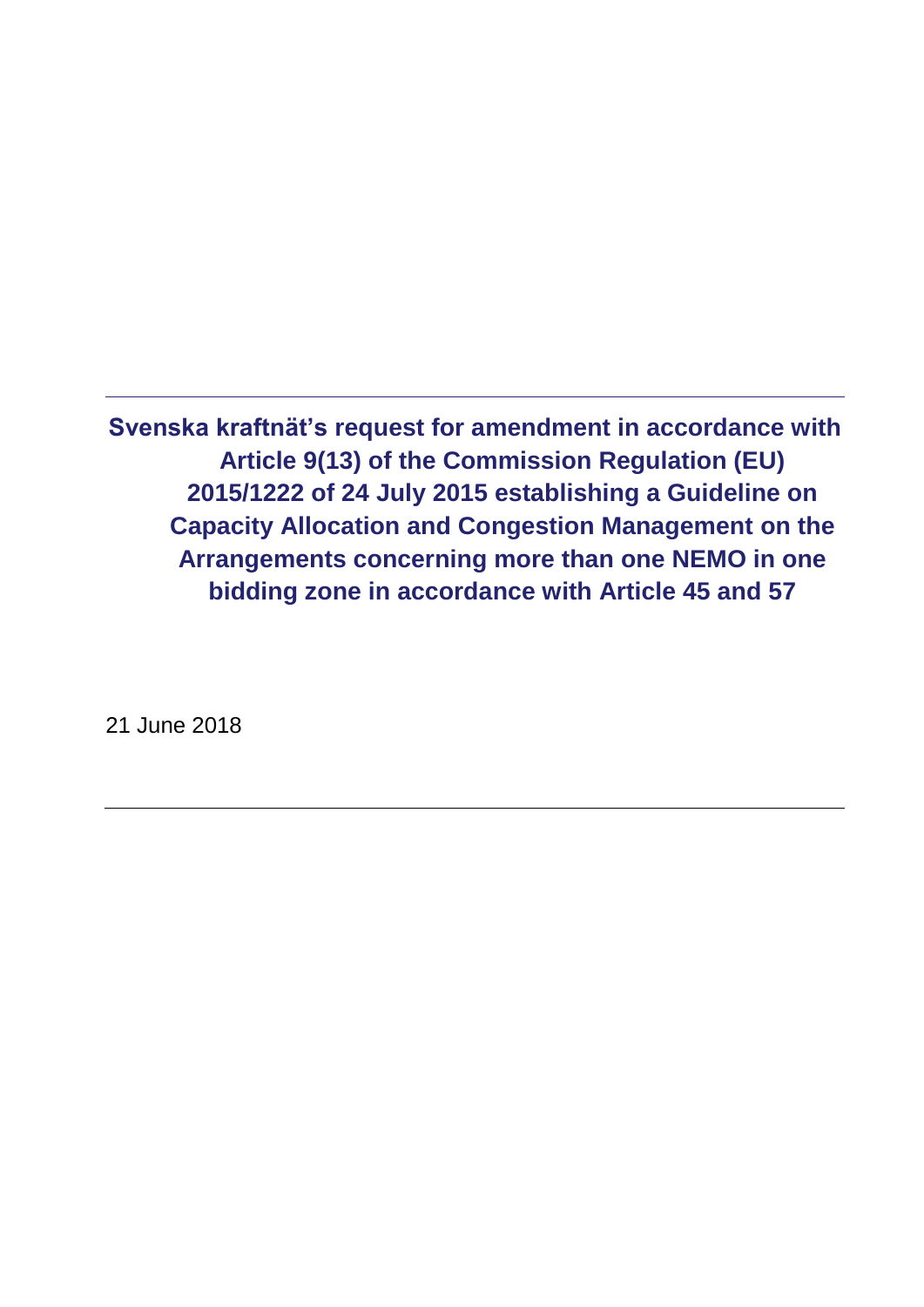# Svenska kraftnät's request for amendment in accordance with Article 9(13) of the Commission Regulation (EU) 2015/1222 of 24 July 2015 establishing a Guideline on Capacity Allocation and Congestion Management on the Arrangements concerning more than one NEMO in one bidding zone in accordance with Article 45 and 57

21 June 2018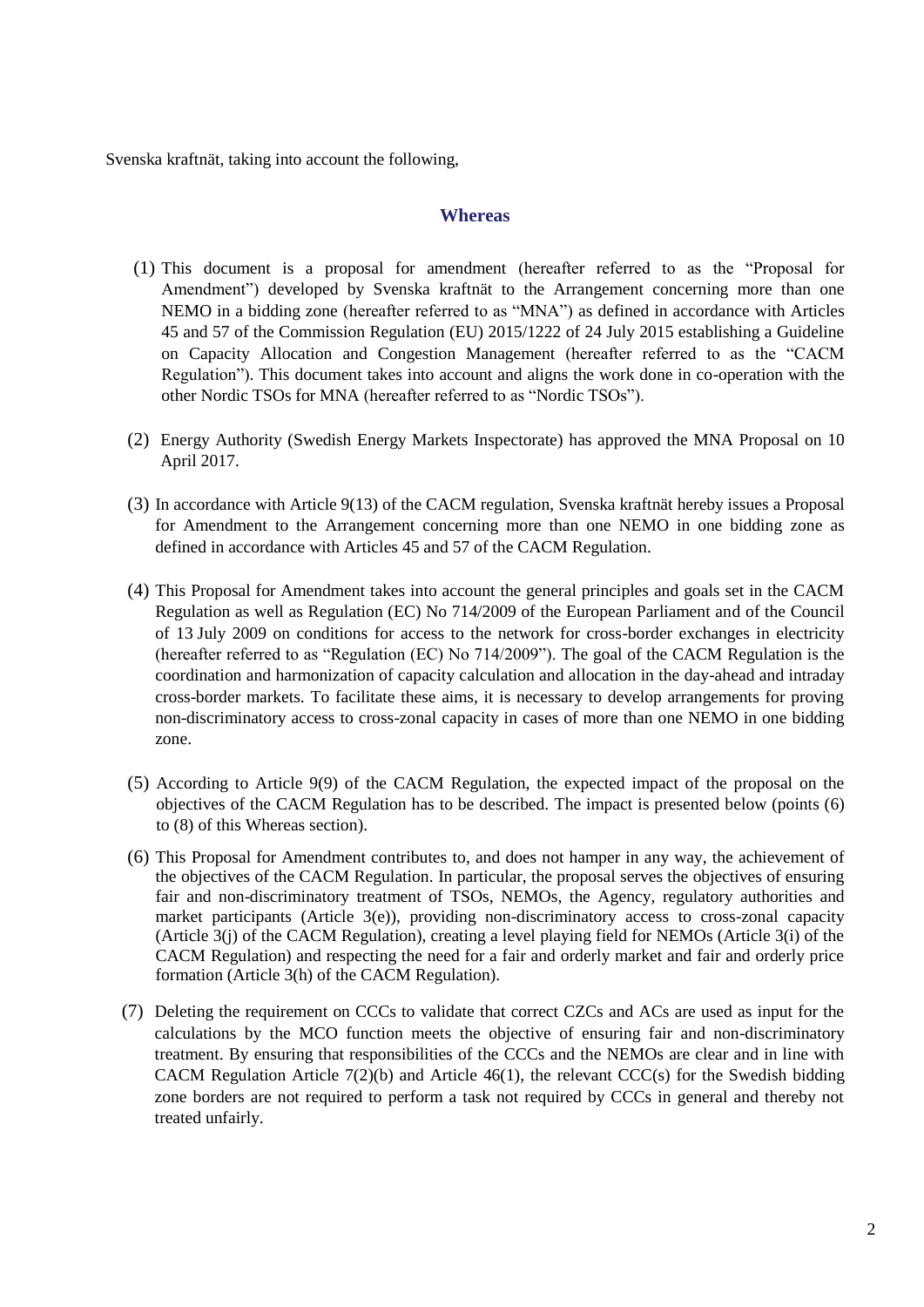Svenska kraftnät, taking into account the following,

## Whereas

(1) This document is a proposal for amendment (hereafter referred to as the "Proposal for Amendment") developed by Svenska kraftnät to the Arrangement concerning more than one NEMO in a bidding zone (hereafter referred to as "MNA") as defined in accordance with Articles 45 and 57 of the Commission Regulation (EU) 2015/1222 of 24 July 2015 establishing a Guideline on Capacity Allocation and Congestion Management (hereafter referred to as the "CACM Regulation"). This document takes into account and aligns the work done in co-operation with the other Nordic TSOs for MNA (hereafter referred to as "Nordic TSOs").

(2) Energy Authority (Swedish Energy Markets Inspectorate) has approved the MNA Proposal on 10 April 2017.

(3) In accordance with Article 9(13) of the CACM regulation, Svenska kraftnät hereby issues a Proposal for Amendment to the Arrangement concerning more than one NEMO in one bidding zone as defined in accordance with Articles 45 and 57 of the CACM Regulation.

(4) This Proposal for Amendment takes into account the general principles and goals set in the CACM Regulation as well as Regulation (EC) No 714/2009 of the European Parliament and of the Council of 13 July 2009 on conditions for access to the network for cross-border exchanges in electricity (hereafter referred to as "Regulation (EC) No 714/2009"). The goal of the CACM Regulation is the coordination and harmonization of capacity calculation and allocation in the day-ahead and intraday cross-border markets. To facilitate these aims, it is necessary to develop arrangements for proving non-discriminatory access to cross-zonal capacity in cases of more than one NEMO in one bidding zone.

(5) According to Article 9(9) of the CACM Regulation, the expected impact of the proposal on the objectives of the CACM Regulation has to be described. The impact is presented below (points (6) to (8) of this Whereas section).

(6) This Proposal for Amendment contributes to, and does not hamper in any way, the achievement of the objectives of the CACM Regulation. In particular, the proposal serves the objectives of ensuring fair and non-discriminatory treatment of TSOs, NEMOs, the Agency, regulatory authorities and market participants (Article 3(e)), providing non-discriminatory access to cross-zonal capacity (Article 3(j) of the CACM Regulation), creating a level playing field for NEMOs (Article 3(i) of the CACM Regulation) and respecting the need for a fair and orderly market and fair and orderly price formation (Article 3(h) of the CACM Regulation).

(7) Deleting the requirement on CCCs to validate that correct CZCs and ACs are used as input for the calculations by the MCO function meets the objective of ensuring fair and non-discriminatory treatment. By ensuring that responsibilities of the CCCs and the NEMOs are clear and in line with CACM Regulation Article 7(2)(b) and Article 46(1), the relevant CCC(s) for the Swedish bidding zone borders are not required to perform a task not required by CCCs in general and thereby not treated unfairly.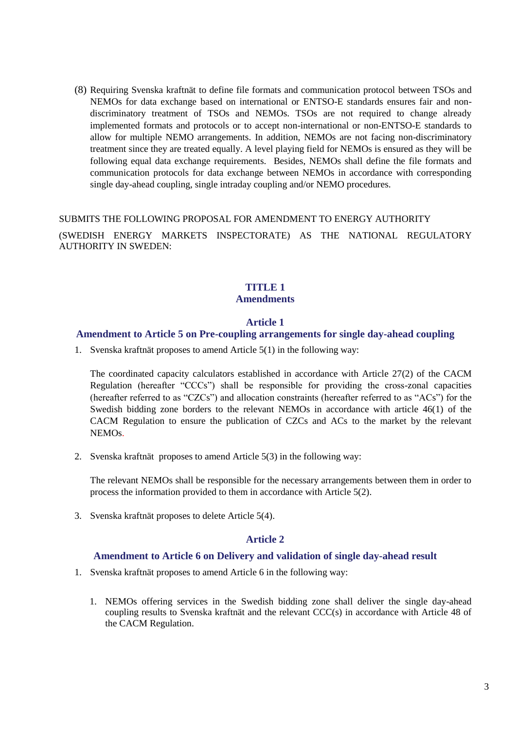(8) Requiring Svenska kraftnät to define file formats and communication protocol between TSOs and NEMOs for data exchange based on international or ENTSO-E standards ensures fair and non-discriminatory treatment of TSOs and NEMOs. TSOs are not required to change already implemented formats and protocols or to accept non-international or non-ENTSO-E standards to allow for multiple NEMO arrangements. In addition, NEMOs are not facing non-discriminatory treatment since they are treated equally. A level playing field for NEMOs is ensured as they will be following equal data exchange requirements. Besides, NEMOs shall define the file formats and communication protocols for data exchange between NEMOs in accordance with corresponding single day-ahead coupling, single intraday coupling and/or NEMO procedures.

SUBMITS THE FOLLOWING PROPOSAL FOR AMENDMENT TO ENERGY AUTHORITY

(SWEDISH ENERGY MARKETS INSPECTORATE) AS THE NATIONAL REGULATORY AUTHORITY IN SWEDEN:

## TITLE 1
## Amendments

### Article 1
### Amendment to Article 5 on Pre-coupling arrangements for single day-ahead coupling

1. Svenska kraftnät proposes to amend Article 5(1) in the following way:

   The coordinated capacity calculators established in accordance with Article 27(2) of the CACM Regulation (hereafter "CCCs") shall be responsible for providing the cross-zonal capacities (hereafter referred to as "CZCs") and allocation constraints (hereafter referred to as "ACs") for the Swedish bidding zone borders to the relevant NEMOs in accordance with article 46(1) of the CACM Regulation to ensure the publication of CZCs and ACs to the market by the relevant NEMOs.

2. Svenska kraftnät proposes to amend Article 5(3) in the following way:

   The relevant NEMOs shall be responsible for the necessary arrangements between them in order to process the information provided to them in accordance with Article 5(2).

3. Svenska kraftnät proposes to delete Article 5(4).

### Article 2
### Amendment to Article 6 on Delivery and validation of single day-ahead result

1. Svenska kraftnät proposes to amend Article 6 in the following way:

   1. NEMOs offering services in the Swedish bidding zone shall deliver the single day-ahead coupling results to Svenska kraftnät and the relevant CCC(s) in accordance with Article 48 of the CACM Regulation.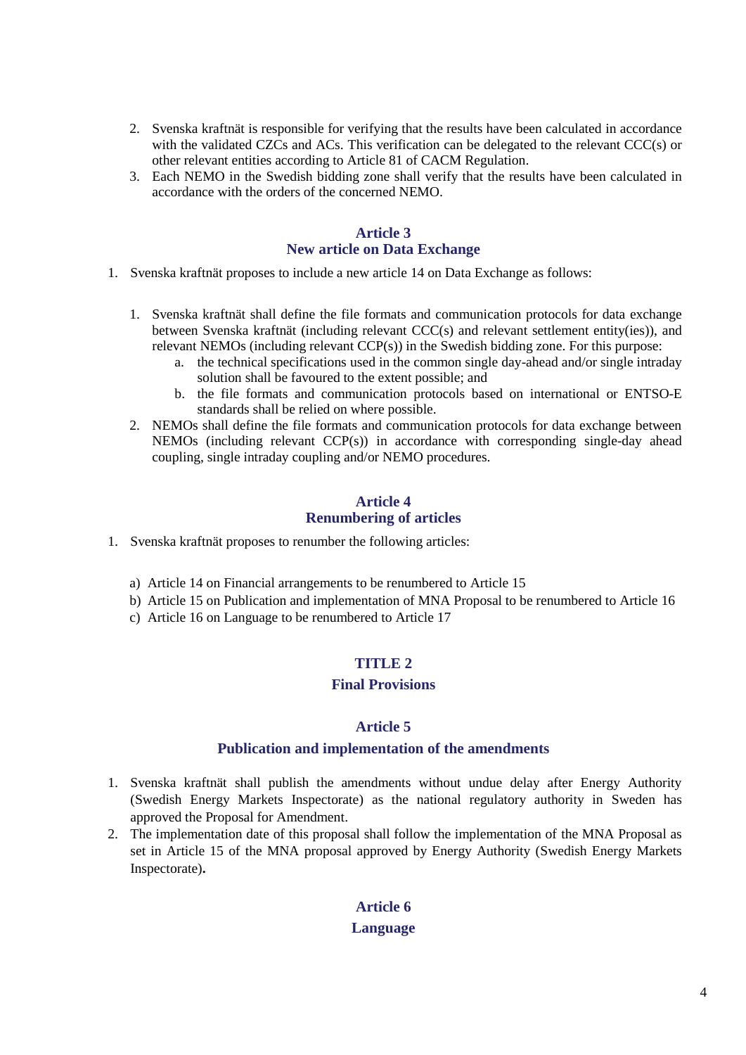2. Svenska kraftnät is responsible for verifying that the results have been calculated in accordance with the validated CZCs and ACs. This verification can be delegated to the relevant CCC(s) or other relevant entities according to Article 81 of CACM Regulation.
3. Each NEMO in the Swedish bidding zone shall verify that the results have been calculated in accordance with the orders of the concerned NEMO.

## Article 3
## New article on Data Exchange

1. Svenska kraftnät proposes to include a new article 14 on Data Exchange as follows:

   1. Svenska kraftnät shall define the file formats and communication protocols for data exchange between Svenska kraftnät (including relevant CCC(s) and relevant settlement entity(ies)), and relevant NEMOs (including relevant CCP(s)) in the Swedish bidding zone. For this purpose:
      a. the technical specifications used in the common single day-ahead and/or single intraday solution shall be favoured to the extent possible; and
      b. the file formats and communication protocols based on international or ENTSO-E standards shall be relied on where possible.
   2. NEMOs shall define the file formats and communication protocols for data exchange between NEMOs (including relevant CCP(s)) in accordance with corresponding single-day ahead coupling, single intraday coupling and/or NEMO procedures.

## Article 4
## Renumbering of articles

1. Svenska kraftnät proposes to renumber the following articles:

   a) Article 14 on Financial arrangements to be renumbered to Article 15
   b) Article 15 on Publication and implementation of MNA Proposal to be renumbered to Article 16
   c) Article 16 on Language to be renumbered to Article 17

# TITLE 2
# Final Provisions

## Article 5
## Publication and implementation of the amendments

1. Svenska kraftnät shall publish the amendments without undue delay after Energy Authority (Swedish Energy Markets Inspectorate) as the national regulatory authority in Sweden has approved the Proposal for Amendment.
2. The implementation date of this proposal shall follow the implementation of the MNA Proposal as set in Article 15 of the MNA proposal approved by Energy Authority (Swedish Energy Markets Inspectorate)**.**

## Article 6
## Language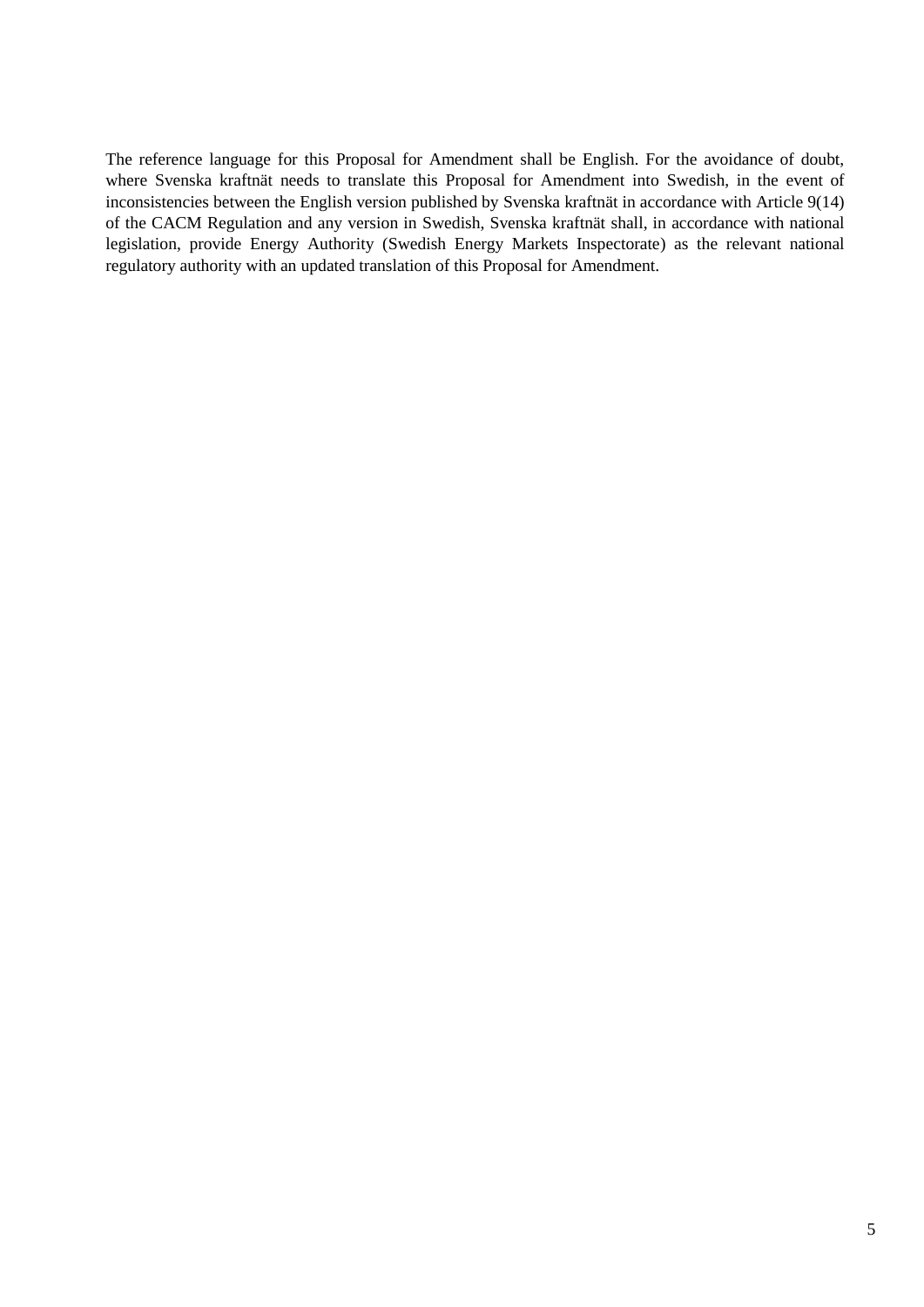The reference language for this Proposal for Amendment shall be English. For the avoidance of doubt, where Svenska kraftnät needs to translate this Proposal for Amendment into Swedish, in the event of inconsistencies between the English version published by Svenska kraftnät in accordance with Article 9(14) of the CACM Regulation and any version in Swedish, Svenska kraftnät shall, in accordance with national legislation, provide Energy Authority (Swedish Energy Markets Inspectorate) as the relevant national regulatory authority with an updated translation of this Proposal for Amendment.